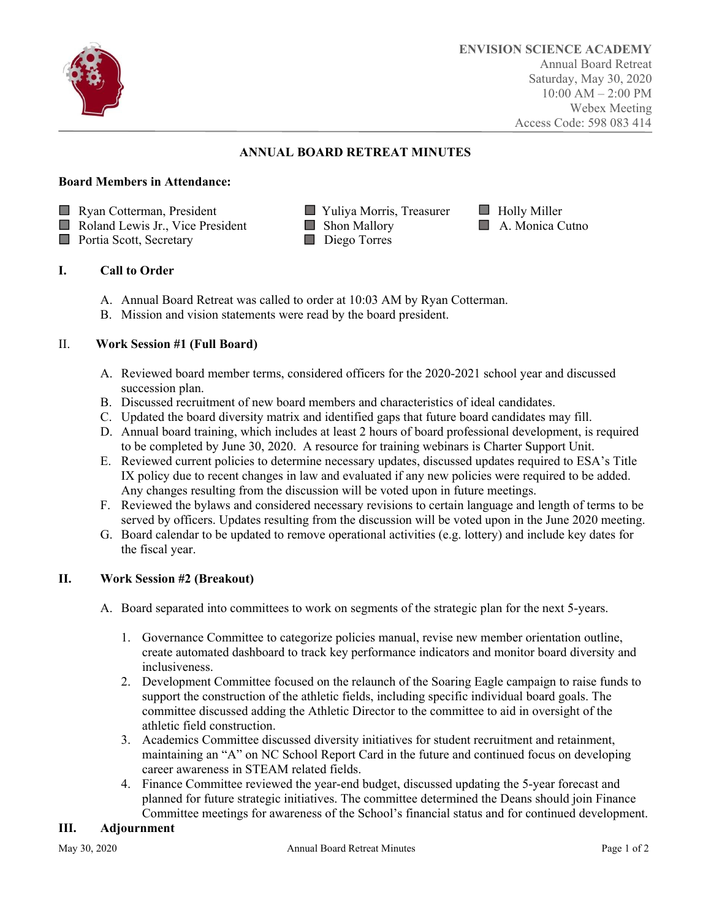**ENVISION SCIENCE ACADEMY**
Annual Board Retreat
Saturday, May 30, 2020
10:00 AM – 2:00 PM
Webex Meeting
Access Code: 598 083 414

# ANNUAL BOARD RETREAT MINUTES

**Board Members in Attendance:**

- ☐ Ryan Cotterman, President
- ☐ Roland Lewis Jr., Vice President
- ☐ Portia Scott, Secretary
- ☐ Yuliya Morris, Treasurer
- ☐ Shon Mallory
- ☐ Diego Torres
- ☐ Holly Miller
- ☐ A. Monica Cutno

## I. Call to Order

A. Annual Board Retreat was called to order at 10:03 AM by Ryan Cotterman.
B. Mission and vision statements were read by the board president.

## II. Work Session #1 (Full Board)

A. Reviewed board member terms, considered officers for the 2020-2021 school year and discussed succession plan.
B. Discussed recruitment of new board members and characteristics of ideal candidates.
C. Updated the board diversity matrix and identified gaps that future board candidates may fill.
D. Annual board training, which includes at least 2 hours of board professional development, is required to be completed by June 30, 2020. A resource for training webinars is Charter Support Unit.
E. Reviewed current policies to determine necessary updates, discussed updates required to ESA's Title IX policy due to recent changes in law and evaluated if any new policies were required to be added. Any changes resulting from the discussion will be voted upon in future meetings.
F. Reviewed the bylaws and considered necessary revisions to certain language and length of terms to be served by officers. Updates resulting from the discussion will be voted upon in the June 2020 meeting.
G. Board calendar to be updated to remove operational activities (e.g. lottery) and include key dates for the fiscal year.

## II. Work Session #2 (Breakout)

A. Board separated into committees to work on segments of the strategic plan for the next 5-years.

1. Governance Committee to categorize policies manual, revise new member orientation outline, create automated dashboard to track key performance indicators and monitor board diversity and inclusiveness.
2. Development Committee focused on the relaunch of the Soaring Eagle campaign to raise funds to support the construction of the athletic fields, including specific individual board goals. The committee discussed adding the Athletic Director to the committee to aid in oversight of the athletic field construction.
3. Academics Committee discussed diversity initiatives for student recruitment and retainment, maintaining an "A" on NC School Report Card in the future and continued focus on developing career awareness in STEAM related fields.
4. Finance Committee reviewed the year-end budget, discussed updating the 5-year forecast and planned for future strategic initiatives. The committee determined the Deans should join Finance Committee meetings for awareness of the School's financial status and for continued development.

## III. Adjournment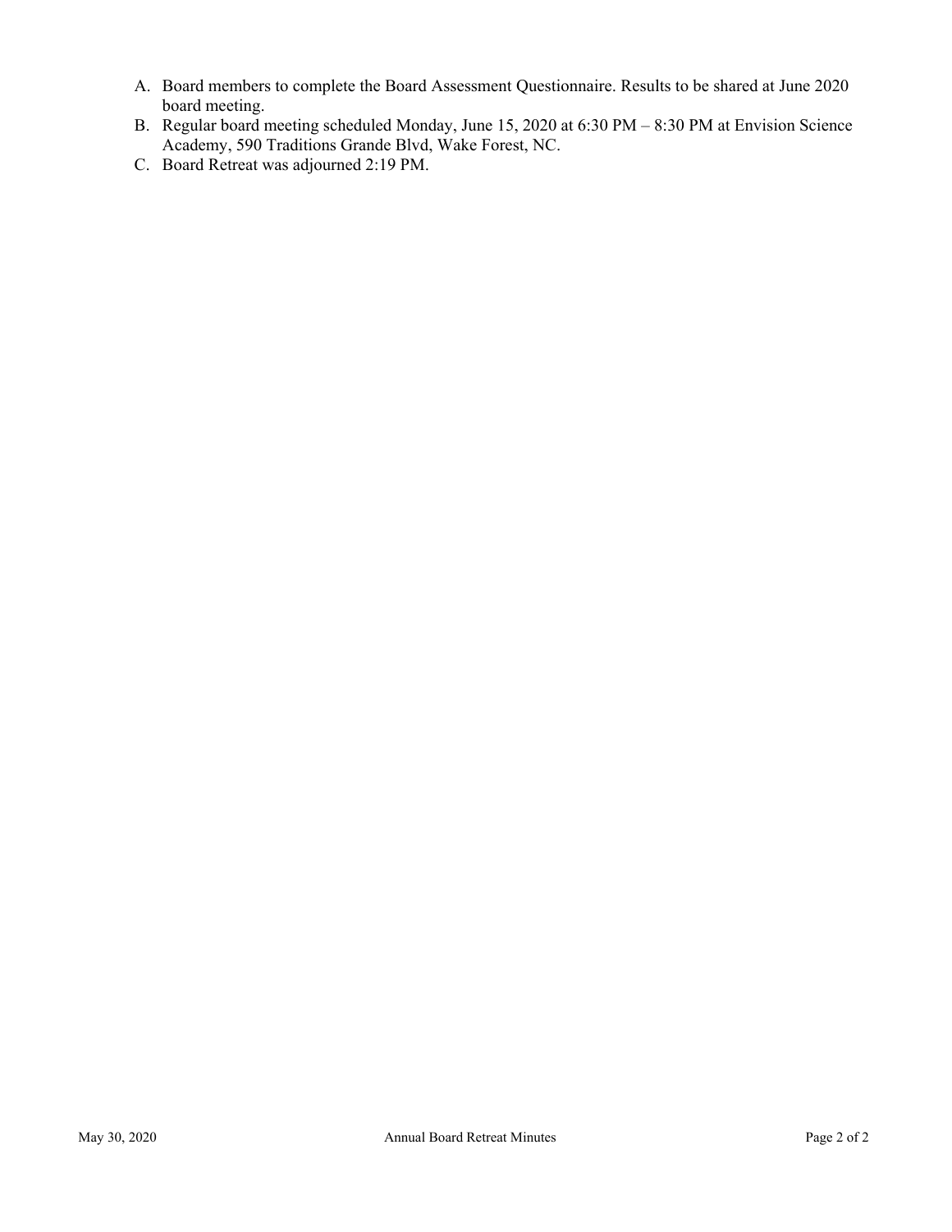A. Board members to complete the Board Assessment Questionnaire. Results to be shared at June 2020 board meeting.
B. Regular board meeting scheduled Monday, June 15, 2020 at 6:30 PM – 8:30 PM at Envision Science Academy, 590 Traditions Grande Blvd, Wake Forest, NC.
C. Board Retreat was adjourned 2:19 PM.